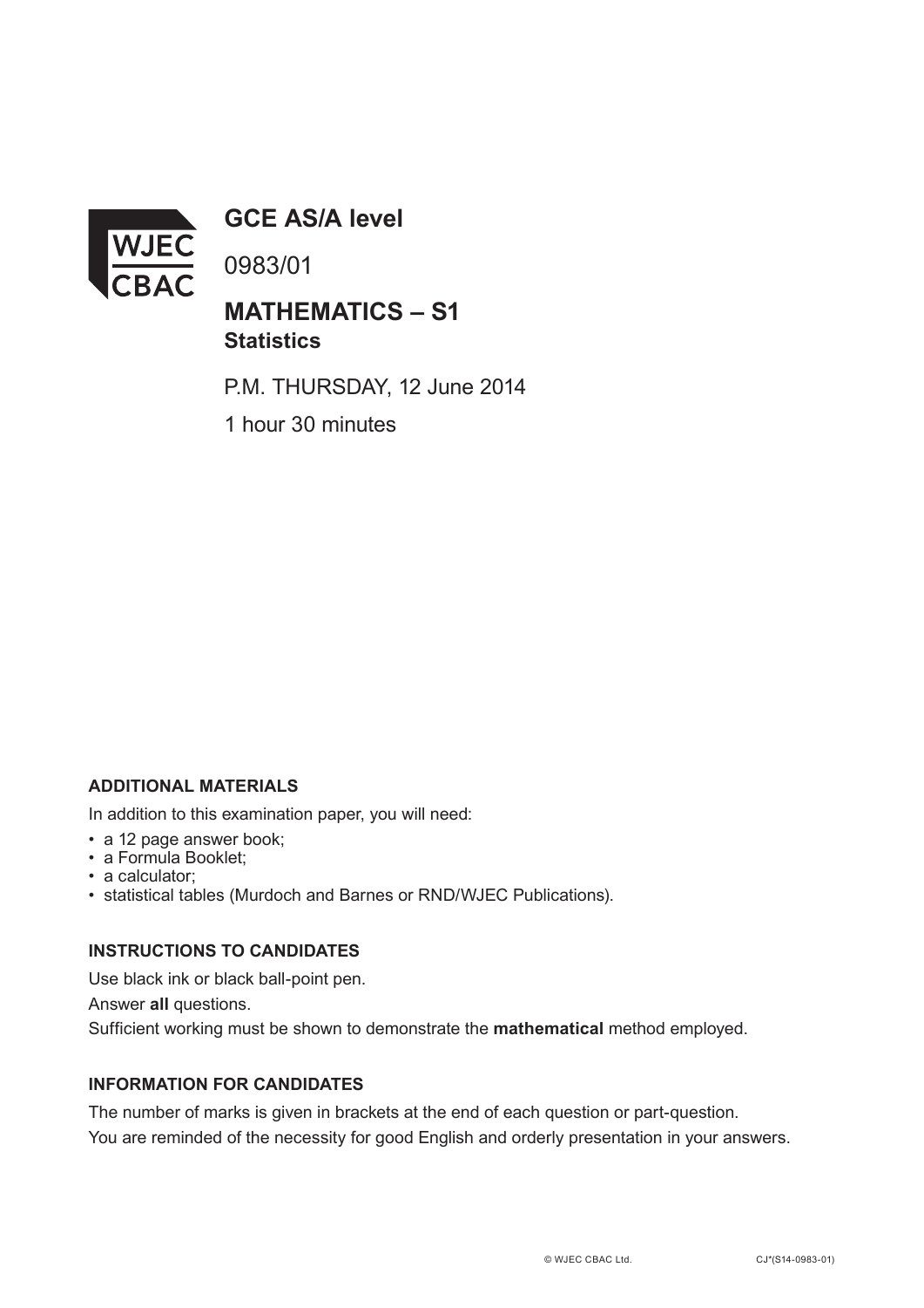WJEC CBAC

# GCE AS/A level

0983/01

## MATHEMATICS – S1
**Statistics**

P.M. THURSDAY, 12 June 2014

1 hour 30 minutes

**ADDITIONAL MATERIALS**

In addition to this examination paper, you will need:

- a 12 page answer book;
- a Formula Booklet;
- a calculator;
- statistical tables (Murdoch and Barnes or RND/WJEC Publications).

**INSTRUCTIONS TO CANDIDATES**

Use black ink or black ball-point pen.

Answer **all** questions.

Sufficient working must be shown to demonstrate the **mathematical** method employed.

**INFORMATION FOR CANDIDATES**

The number of marks is given in brackets at the end of each question or part-question.

You are reminded of the necessity for good English and orderly presentation in your answers.

© WJEC CBAC Ltd. CJ*(S14-0983-01)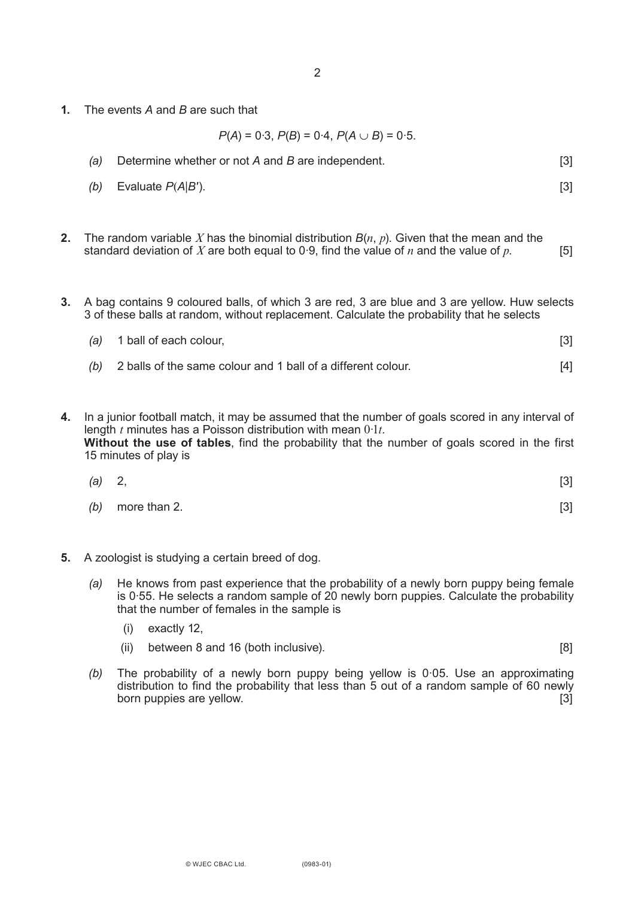**1.** The events $A$ and $B$ are such that

$$P(A) = 0{\cdot}3,\ P(B) = 0{\cdot}4,\ P(A \cup B) = 0{\cdot}5.$$

*(a)* Determine whether or not $A$ and $B$ are independent. [3]

*(b)* Evaluate $P(A|B')$. [3]

**2.** The random variable $X$ has the binomial distribution $B(n, p)$. Given that the mean and the standard deviation of $X$ are both equal to 0·9, find the value of $n$ and the value of $p$. [5]

**3.** A bag contains 9 coloured balls, of which 3 are red, 3 are blue and 3 are yellow. Huw selects 3 of these balls at random, without replacement. Calculate the probability that he selects

*(a)* 1 ball of each colour, [3]

*(b)* 2 balls of the same colour and 1 ball of a different colour. [4]

**4.** In a junior football match, it may be assumed that the number of goals scored in any interval of length $t$ minutes has a Poisson distribution with mean $0{\cdot}1t$.
**Without the use of tables**, find the probability that the number of goals scored in the first 15 minutes of play is

*(a)* 2, [3]

*(b)* more than 2. [3]

**5.** A zoologist is studying a certain breed of dog.

*(a)* He knows from past experience that the probability of a newly born puppy being female is 0·55. He selects a random sample of 20 newly born puppies. Calculate the probability that the number of females in the sample is

(i) exactly 12,

(ii) between 8 and 16 (both inclusive). [8]

*(b)* The probability of a newly born puppy being yellow is 0·05. Use an approximating distribution to find the probability that less than 5 out of a random sample of 60 newly born puppies are yellow. [3]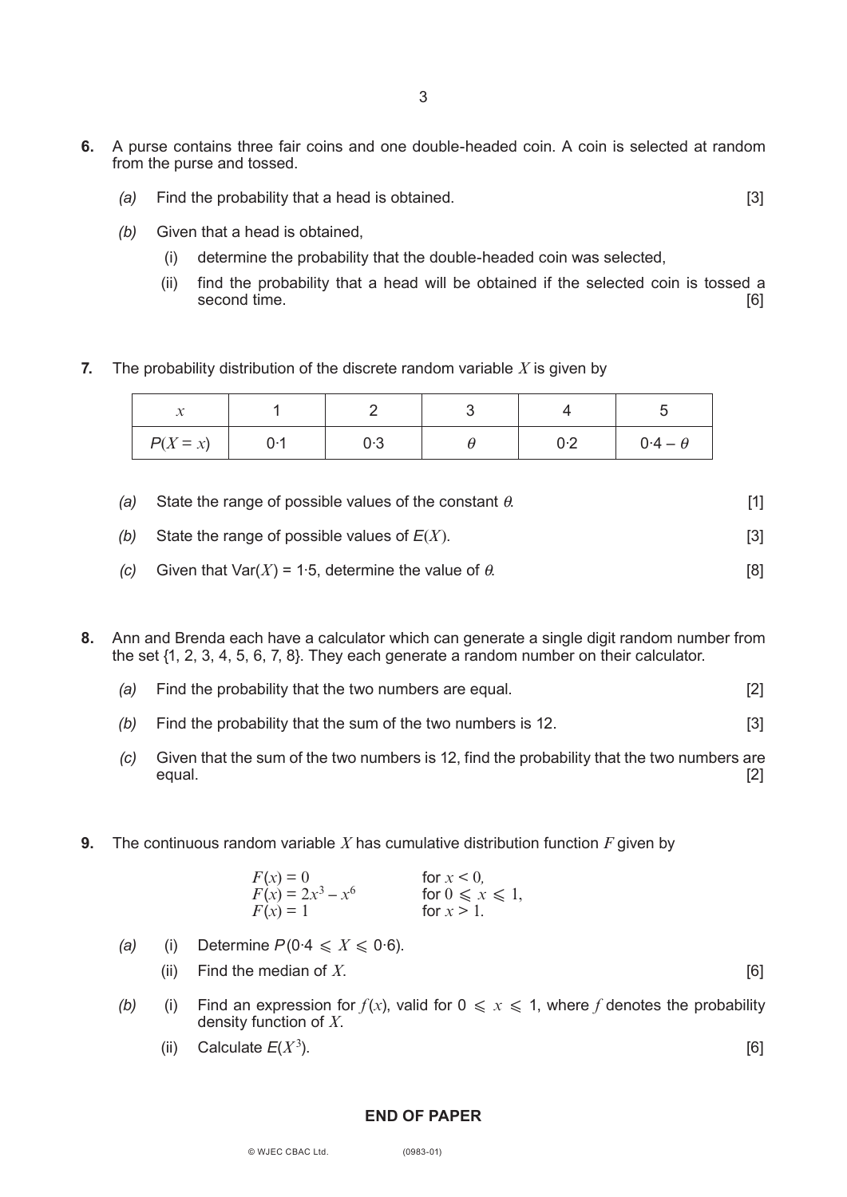**6.** A purse contains three fair coins and one double-headed coin. A coin is selected at random from the purse and tossed.

*(a)* Find the probability that a head is obtained. [3]

*(b)* Given that a head is obtained,

(i) determine the probability that the double-headed coin was selected,

(ii) find the probability that a head will be obtained if the selected coin is tossed a second time. [6]

**7.** The probability distribution of the discrete random variable $X$ is given by

| $x$ | 1 | 2 | 3 | 4 | 5 |
|---|---|---|---|---|---|
| $P(X = x)$ | 0·1 | 0·3 | $\theta$ | 0·2 | $0·4 - \theta$ |

*(a)* State the range of possible values of the constant $\theta$. [1]

*(b)* State the range of possible values of $E(X)$. [3]

*(c)* Given that $\text{Var}(X) = 1·5$, determine the value of $\theta$. [8]

**8.** Ann and Brenda each have a calculator which can generate a single digit random number from the set {1, 2, 3, 4, 5, 6, 7, 8}. They each generate a random number on their calculator.

*(a)* Find the probability that the two numbers are equal. [2]

*(b)* Find the probability that the sum of the two numbers is 12. [3]

*(c)* Given that the sum of the two numbers is 12, find the probability that the two numbers are equal. [2]

**9.** The continuous random variable $X$ has cumulative distribution function $F$ given by

$$F(x) = 0 \quad \text{for } x < 0,$$
$$F(x) = 2x^3 - x^6 \quad \text{for } 0 \leqslant x \leqslant 1,$$
$$F(x) = 1 \quad \text{for } x > 1.$$

*(a)* (i) Determine $P(0·4 \leqslant X \leqslant 0·6)$.

(ii) Find the median of $X$. [6]

*(b)* (i) Find an expression for $f(x)$, valid for $0 \leqslant x \leqslant 1$, where $f$ denotes the probability density function of $X$.

(ii) Calculate $E(X^3)$. [6]

**END OF PAPER**

© WJEC CBAC Ltd. (0983-01)